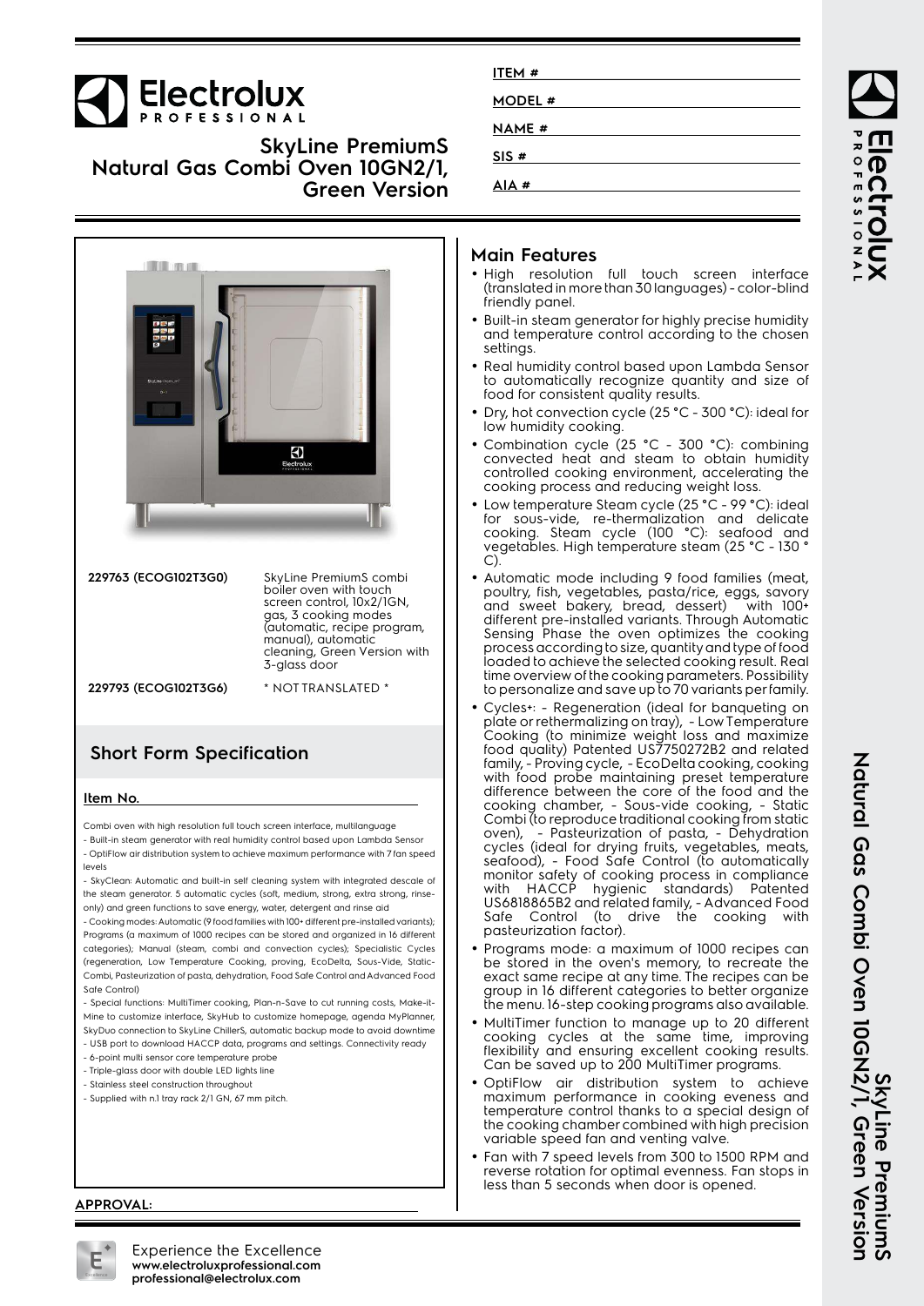# Electrolux PROFESSIONAL

## SkyLine PremiumS Natural Gas Combi Oven 10GN2/1, Green Version

ITEM # 

MODEL # 

NAME # 

SIS # 

AIA # 

| | |
|---|---|
| **229763 (ECOG102T3G0)** | SkyLine PremiumS combi boiler oven with touch screen control, 10x2/1GN, gas, 3 cooking modes (automatic, recipe program, manual), automatic cleaning, Green Version with 3-glass door |
| **229793 (ECOG102T3G6)** | * NOT TRANSLATED * |

## Short Form Specification

**Item No.**

Combi oven with high resolution full touch screen interface, multilanguage
- Built-in steam generator with real humidity control based upon Lambda Sensor
- OptiFlow air distribution system to achieve maximum performance with 7 fan speed levels
- SkyClean: Automatic and built-in self cleaning system with integrated descale of the steam generator. 5 automatic cycles (soft, medium, strong, extra strong, rinse-only) and green functions to save energy, water, detergent and rinse aid
- Cooking modes: Automatic (9 food families with 100+ different pre-installed variants); Programs (a maximum of 1000 recipes can be stored and organized in 16 different categories); Manual (steam, combi and convection cycles); Specialistic Cycles (regeneration, Low Temperature Cooking, proving, EcoDelta, Sous-Vide, Static-Combi, Pasteurization of pasta, dehydration, Food Safe Control and Advanced Food Safe Control)
- Special functions: MultiTimer cooking, Plan-n-Save to cut running costs, Make-it-Mine to customize interface, SkyHub to customize homepage, agenda MyPlanner, SkyDuo connection to SkyLine ChillerS, automatic backup mode to avoid downtime
- USB port to download HACCP data, programs and settings. Connectivity ready
- 6-point multi sensor core temperature probe
- Triple-glass door with double LED lights line
- Stainless steel construction throughout
- Supplied with n.1 tray rack 2/1 GN, 67 mm pitch.

**APPROVAL:**

## Main Features

- High resolution full touch screen interface (translated in more than 30 languages) - color-blind friendly panel.
- Built-in steam generator for highly precise humidity and temperature control according to the chosen settings.
- Real humidity control based upon Lambda Sensor to automatically recognize quantity and size of food for consistent quality results.
- Dry, hot convection cycle (25 °C - 300 °C): ideal for low humidity cooking.
- Combination cycle (25 °C - 300 °C): combining convected heat and steam to obtain humidity controlled cooking environment, accelerating the cooking process and reducing weight loss.
- Low temperature Steam cycle (25 °C - 99 °C): ideal for sous-vide, re-thermalization and delicate cooking. Steam cycle (100 °C): seafood and vegetables. High temperature steam (25 °C - 130 °C).
- Automatic mode including 9 food families (meat, poultry, fish, vegetables, pasta/rice, eggs, savory and sweet bakery, bread, dessert) with 100+ different pre-installed variants. Through Automatic Sensing Phase the oven optimizes the cooking process according to size, quantity and type of food loaded to achieve the selected cooking result. Real time overview of the cooking parameters. Possibility to personalize and save up to 70 variants per family.
- Cycles+: - Regeneration (ideal for banqueting on plate or rethermalizing on tray), - Low Temperature Cooking (to minimize weight loss and maximize food quality) Patented US7750272B2 and related family, - Proving cycle, - EcoDelta cooking, cooking with food probe maintaining preset temperature difference between the core of the food and the cooking chamber, - Sous-vide cooking, - Static Combi (to reproduce traditional cooking from static oven), - Pasteurization of pasta, - Dehydration cycles (ideal for drying fruits, vegetables, meats, seafood), - Food Safe Control (to automatically monitor safety of cooking process in compliance with HACCP hygienic standards) Patented US6818865B2 and related family, - Advanced Food Safe Control (to drive the cooking with pasteurization factor).
- Programs mode: a maximum of 1000 recipes can be stored in the oven's memory, to recreate the exact same recipe at any time. The recipes can be group in 16 different categories to better organize the menu. 16-step cooking programs also available.
- MultiTimer function to manage up to 20 different cooking cycles at the same time, improving flexibility and ensuring excellent cooking results. Can be saved up to 200 MultiTimer programs.
- OptiFlow air distribution system to achieve maximum performance in cooking eveness and temperature control thanks to a special design of the cooking chamber combined with high precision variable speed fan and venting valve.
- Fan with 7 speed levels from 300 to 1500 RPM and reverse rotation for optimal evenness. Fan stops in less than 5 seconds when door is opened.

Experience the Excellence
**www.electroluxprofessional.com**
**professional@electrolux.com**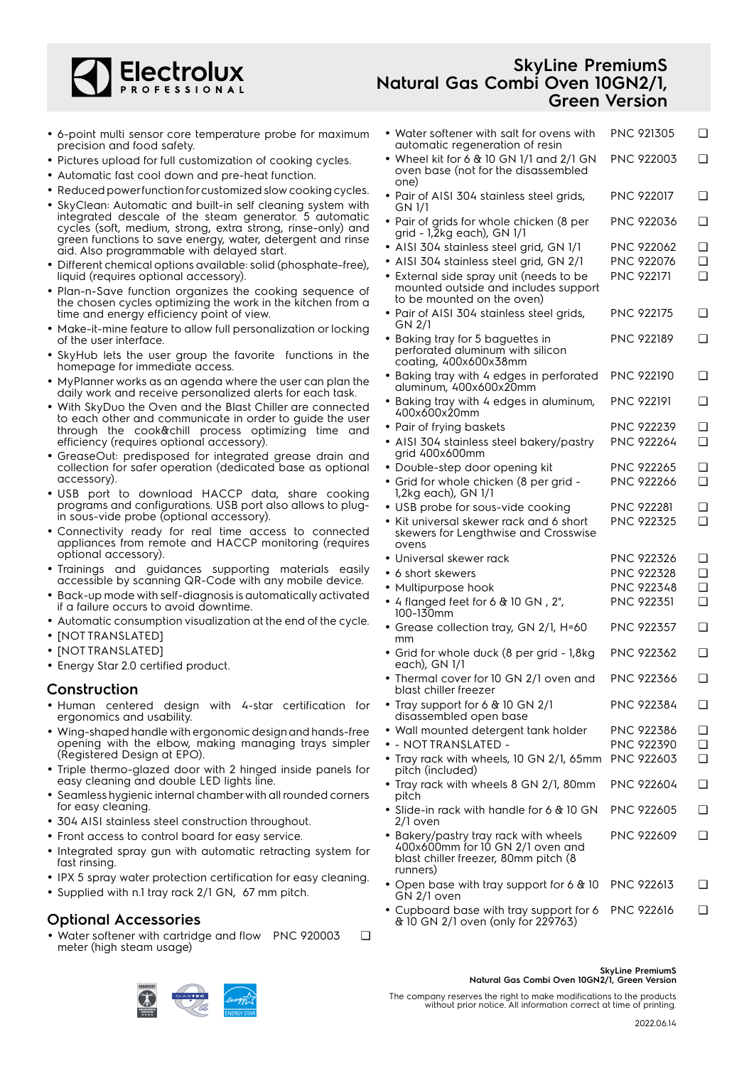- 6-point multi sensor core temperature probe for maximum precision and food safety.
- Pictures upload for full customization of cooking cycles.
- Automatic fast cool down and pre-heat function.
- Reduced power function for customized slow cooking cycles.
- SkyClean: Automatic and built-in self cleaning system with integrated descale of the steam generator. 5 automatic cycles (soft, medium, strong, extra strong, rinse-only) and green functions to save energy, water, detergent and rinse aid. Also programmable with delayed start.
- Different chemical options available: solid (phosphate-free), liquid (requires optional accessory).
- Plan-n-Save function organizes the cooking sequence of the chosen cycles optimizing the work in the kitchen from a time and energy efficiency point of view.
- Make-it-mine feature to allow full personalization or locking of the user interface.
- SkyHub lets the user group the favorite functions in the homepage for immediate access.
- MyPlanner works as an agenda where the user can plan the daily work and receive personalized alerts for each task.
- With SkyDuo the Oven and the Blast Chiller are connected to each other and communicate in order to guide the user through the cook&chill process optimizing time and efficiency (requires optional accessory).
- GreaseOut: predisposed for integrated grease drain and collection for safer operation (dedicated base as optional accessory).
- USB port to download HACCP data, share cooking programs and configurations. USB port also allows to plug-in sous-vide probe (optional accessory).
- Connectivity ready for real time access to connected appliances from remote and HACCP monitoring (requires optional accessory).
- Trainings and guidances supporting materials easily accessible by scanning QR-Code with any mobile device.
- Back-up mode with self-diagnosis is automatically activated if a failure occurs to avoid downtime.
- Automatic consumption visualization at the end of the cycle.
- [NOT TRANSLATED]
- [NOT TRANSLATED]
- Energy Star 2.0 certified product.

## Construction

- Human centered design with 4-star certification for ergonomics and usability.
- Wing-shaped handle with ergonomic design and hands-free opening with the elbow, making managing trays simpler (Registered Design at EPO).
- Triple thermo-glazed door with 2 hinged inside panels for easy cleaning and double LED lights line.
- Seamless hygienic internal chamber with all rounded corners for easy cleaning.
- 304 AISI stainless steel construction throughout.
- Front access to control board for easy service.
- Integrated spray gun with automatic retracting system for fast rinsing.
- IPX 5 spray water protection certification for easy cleaning.
- Supplied with n.1 tray rack 2/1 GN, 67 mm pitch.

## Optional Accessories

| Accessory | PNC | |
|---|---|---|
| Water softener with cartridge and flow meter (high steam usage) | PNC 920003 | ❑ |
| Water softener with salt for ovens with automatic regeneration of resin | PNC 921305 | ❑ |
| Wheel kit for 6 & 10 GN 1/1 and 2/1 GN oven base (not for the disassembled one) | PNC 922003 | ❑ |
| Pair of AISI 304 stainless steel grids, GN 1/1 | PNC 922017 | ❑ |
| Pair of grids for whole chicken (8 per grid - 1,2kg each), GN 1/1 | PNC 922036 | ❑ |
| AISI 304 stainless steel grid, GN 1/1 | PNC 922062 | ❑ |
| AISI 304 stainless steel grid, GN 2/1 | PNC 922076 | ❑ |
| External side spray unit (needs to be mounted outside and includes support to be mounted on the oven) | PNC 922171 | ❑ |
| Pair of AISI 304 stainless steel grids, GN 2/1 | PNC 922175 | ❑ |
| Baking tray for 5 baguettes in perforated aluminum with silicon coating, 400x600x38mm | PNC 922189 | ❑ |
| Baking tray with 4 edges in perforated aluminum, 400x600x20mm | PNC 922190 | ❑ |
| Baking tray with 4 edges in aluminum, 400x600x20mm | PNC 922191 | ❑ |
| Pair of frying baskets | PNC 922239 | ❑ |
| AISI 304 stainless steel bakery/pastry grid 400x600mm | PNC 922264 | ❑ |
| Double-step door opening kit | PNC 922265 | ❑ |
| Grid for whole chicken (8 per grid - 1,2kg each), GN 1/1 | PNC 922266 | ❑ |
| USB probe for sous-vide cooking | PNC 922281 | ❑ |
| Kit universal skewer rack and 6 short skewers for Lengthwise and Crosswise ovens | PNC 922325 | ❑ |
| Universal skewer rack | PNC 922326 | ❑ |
| 6 short skewers | PNC 922328 | ❑ |
| Multipurpose hook | PNC 922348 | ❑ |
| 4 flanged feet for 6 & 10 GN , 2", 100-130mm | PNC 922351 | ❑ |
| Grease collection tray, GN 2/1, H=60 mm | PNC 922357 | ❑ |
| Grid for whole duck (8 per grid - 1,8kg each), GN 1/1 | PNC 922362 | ❑ |
| Thermal cover for 10 GN 2/1 oven and blast chiller freezer | PNC 922366 | ❑ |
| Tray support for 6 & 10 GN 2/1 disassembled open base | PNC 922384 | ❑ |
| Wall mounted detergent tank holder | PNC 922386 | ❑ |
| - NOT TRANSLATED - | PNC 922390 | ❑ |
| Tray rack with wheels, 10 GN 2/1, 65mm pitch (included) | PNC 922603 | ❑ |
| Tray rack with wheels 8 GN 2/1, 80mm pitch | PNC 922604 | ❑ |
| Slide-in rack with handle for 6 & 10 GN 2/1 oven | PNC 922605 | ❑ |
| Bakery/pastry tray rack with wheels 400x600mm for 10 GN 2/1 oven and blast chiller freezer, 80mm pitch (8 runners) | PNC 922609 | ❑ |
| Open base with tray support for 6 & 10 GN 2/1 oven | PNC 922613 | ❑ |
| Cupboard base with tray support for 6 & 10 GN 2/1 oven (only for 229763) | PNC 922616 | ❑ |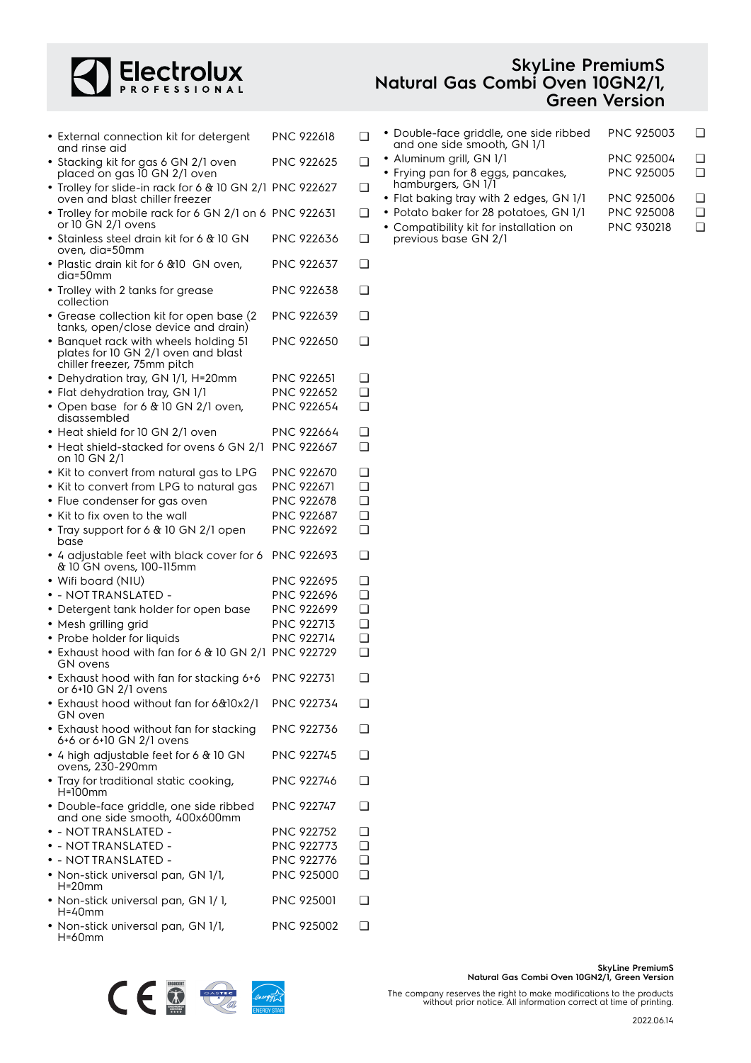# SkyLine PremiumS Natural Gas Combi Oven 10GN2/1, Green Version

- External connection kit for detergent and rinse aid PNC 922618 ❑
- Stacking kit for gas 6 GN 2/1 oven placed on gas 10 GN 2/1 oven PNC 922625 ❑
- Trolley for slide-in rack for 6 & 10 GN 2/1 oven and blast chiller freezer PNC 922627 ❑
- Trolley for mobile rack for 6 GN 2/1 on 6 or 10 GN 2/1 ovens PNC 922631 ❑
- Stainless steel drain kit for 6 & 10 GN oven, dia=50mm PNC 922636 ❑
- Plastic drain kit for 6 &10 GN oven, dia=50mm PNC 922637 ❑
- Trolley with 2 tanks for grease collection PNC 922638 ❑
- Grease collection kit for open base (2 tanks, open/close device and drain) PNC 922639 ❑
- Banquet rack with wheels holding 51 plates for 10 GN 2/1 oven and blast chiller freezer, 75mm pitch PNC 922650 ❑
- Dehydration tray, GN 1/1, H=20mm PNC 922651 ❑
- Flat dehydration tray, GN 1/1 PNC 922652 ❑
- Open base for 6 & 10 GN 2/1 oven, disassembled PNC 922654 ❑
- Heat shield for 10 GN 2/1 oven PNC 922664 ❑
- Heat shield-stacked for ovens 6 GN 2/1 on 10 GN 2/1 PNC 922667 ❑
- Kit to convert from natural gas to LPG PNC 922670 ❑
- Kit to convert from LPG to natural gas PNC 922671 ❑
- Flue condenser for gas oven PNC 922678 ❑
- Kit to fix oven to the wall PNC 922687 ❑
- Tray support for 6 & 10 GN 2/1 open base PNC 922692 ❑
- 4 adjustable feet with black cover for 6 & 10 GN ovens, 100-115mm PNC 922693 ❑
- Wifi board (NIU) PNC 922695 ❑
- - NOT TRANSLATED - PNC 922696 ❑
- Detergent tank holder for open base PNC 922699 ❑
- Mesh grilling grid PNC 922713 ❑
- Probe holder for liquids PNC 922714 ❑
- Exhaust hood with fan for 6 & 10 GN 2/1 GN ovens PNC 922729 ❑
- Exhaust hood with fan for stacking 6+6 or 6+10 GN 2/1 ovens PNC 922731 ❑
- Exhaust hood without fan for 6&10x2/1 GN oven PNC 922734 ❑
- Exhaust hood without fan for stacking 6+6 or 6+10 GN 2/1 ovens PNC 922736 ❑
- 4 high adjustable feet for 6 & 10 GN ovens, 230-290mm PNC 922745 ❑
- Tray for traditional static cooking, H=100mm PNC 922746 ❑
- Double-face griddle, one side ribbed and one side smooth, 400x600mm PNC 922747 ❑
- - NOT TRANSLATED - PNC 922752 ❑
- - NOT TRANSLATED - PNC 922773 ❑
- - NOT TRANSLATED - PNC 922776 ❑
- Non-stick universal pan, GN 1/1, H=20mm PNC 925000 ❑
- Non-stick universal pan, GN 1/ 1, H=40mm PNC 925001 ❑
- Non-stick universal pan, GN 1/1, H=60mm PNC 925002 ❑
- Double-face griddle, one side ribbed and one side smooth, GN 1/1 PNC 925003 ❑
- Aluminum grill, GN 1/1 PNC 925004 ❑
- Frying pan for 8 eggs, pancakes, hamburgers, GN 1/1 PNC 925005 ❑
- Flat baking tray with 2 edges, GN 1/1 PNC 925006 ❑
- Potato baker for 28 potatoes, GN 1/1 PNC 925008 ❑
- Compatibility kit for installation on previous base GN 2/1 PNC 930218 ❑

The company reserves the right to make modifications to the products without prior notice. All information correct at time of printing.

2022.06.14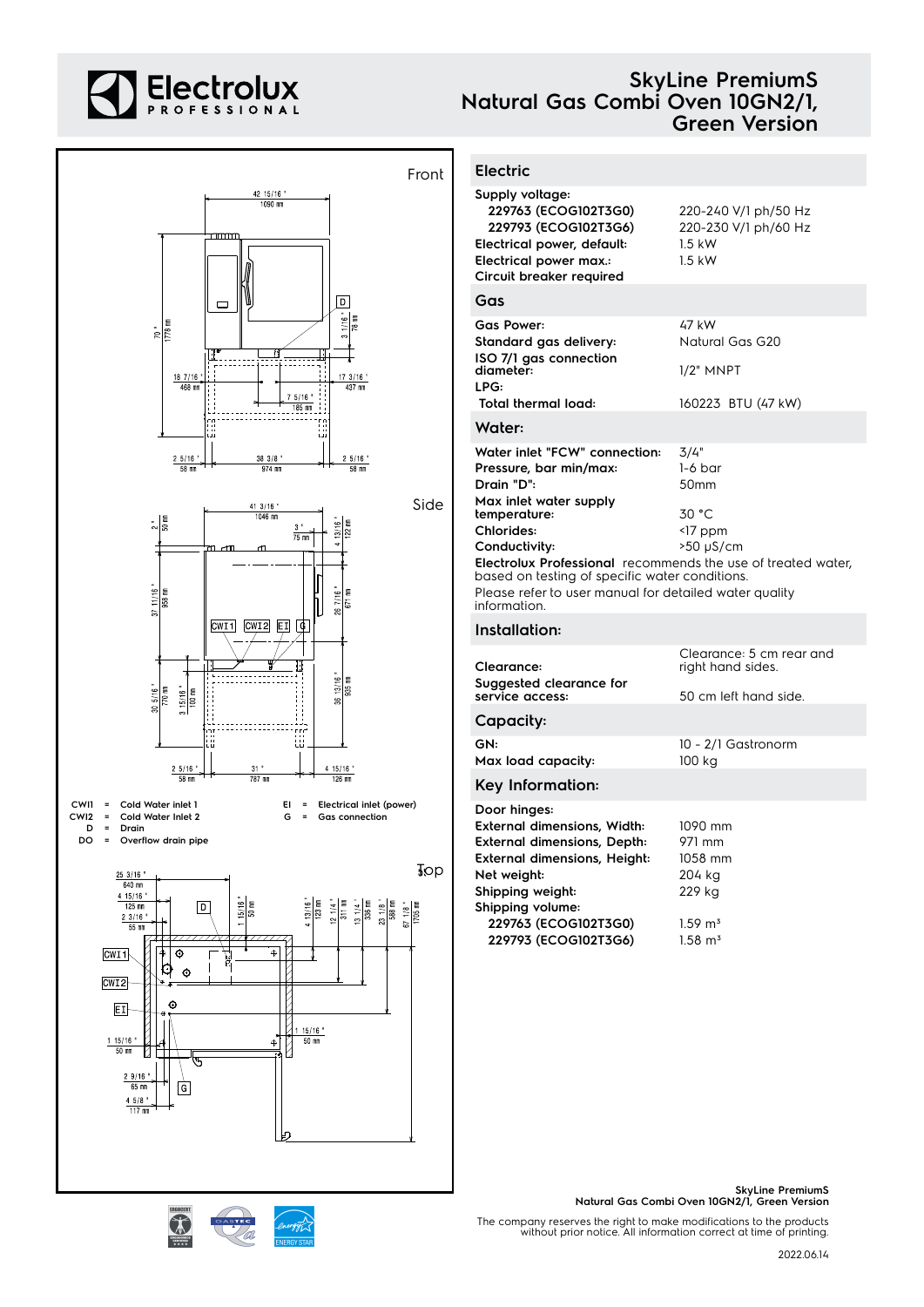# SkyLine PremiumS Natural Gas Combi Oven 10GN2/1, Green Version

Front

42 15/16 "
1090 mm

70 "
1778 mm

D

3 1/16 "
78 mm

18 7/16 "
468 mm

17 3/16 "
437 mm

7 5/16 "
185 mm

2 5/16 "
58 mm

38 3/8 "
974 mm

2 5/16 "
58 mm

Side

41 3/16 "
1046 mm

2 "
50 mm

3 "
75 mm

4 13/16 "
122 mm

37 11/16 "
958 mm

26 7/16 "
671 mm

CWI1 CWI2 EI G

30 5/16 "
770 mm

3 15/16 "
100 mm

36 13/16 "
935 mm

2 5/16 "
58 mm

31 "
787 mm

4 15/16 "
126 mm

CWI1 = Cold Water inlet 1
CWI2 = Cold Water Inlet 2
D = Drain
DO = Overflow drain pipe
EI = Electrical inlet (power)
G = Gas connection

Top

25 3/16 "
640 mm

4 15/16 "
125 mm

2 3/16 "
55 mm

D

1 15/16 "
50 mm

4 13/16 "
123 mm

12 1/4 "
311 mm

13 1/4 "
336 mm

23 1/8 "
588 mm

67 1/8 "
1705 mm

CWI1

CWI2

EI

1 15/16 "
50 mm

1 15/16 "
50 mm

2 9/16 "
65 mm

G

4 5/8 "
117 mm

## Electric

| | |
|---|---|
| Supply voltage: | |
| 229763 (ECOG102T3G0) | 220-240 V/1 ph/50 Hz |
| 229793 (ECOG102T3G6) | 220-230 V/1 ph/60 Hz |
| Electrical power, default: | 1.5 kW |
| Electrical power max.: | 1.5 kW |
| Circuit breaker required | |

## Gas

| | |
|---|---|
| Gas Power: | 47 kW |
| Standard gas delivery: | Natural Gas G20 |
| ISO 7/1 gas connection diameter: | 1/2" MNPT |
| LPG: | |
| Total thermal load: | 160223 BTU (47 kW) |

## Water:

| | |
|---|---|
| Water inlet "FCW" connection: | 3/4" |
| Pressure, bar min/max: | 1-6 bar |
| Drain "D": | 50mm |
| Max inlet water supply temperature: | 30 °C |
| Chlorides: | <17 ppm |
| Conductivity: | >50 µS/cm |

**Electrolux Professional** recommends the use of treated water, based on testing of specific water conditions.

Please refer to user manual for detailed water quality information.

## Installation:

| | |
|---|---|
| Clearance: | Clearance: 5 cm rear and right hand sides. |
| Suggested clearance for service access: | 50 cm left hand side. |

## Capacity:

| | |
|---|---|
| GN: | 10 - 2/1 Gastronorm |
| Max load capacity: | 100 kg |

## Key Information:

| | |
|---|---|
| Door hinges: | |
| External dimensions, Width: | 1090 mm |
| External dimensions, Depth: | 971 mm |
| External dimensions, Height: | 1058 mm |
| Net weight: | 204 kg |
| Shipping weight: | 229 kg |
| Shipping volume: | |
| 229763 (ECOG102T3G0) | 1.59 m³ |
| 229793 (ECOG102T3G6) | 1.58 m³ |

The company reserves the right to make modifications to the products without prior notice. All information correct at time of printing.

2022.06.14